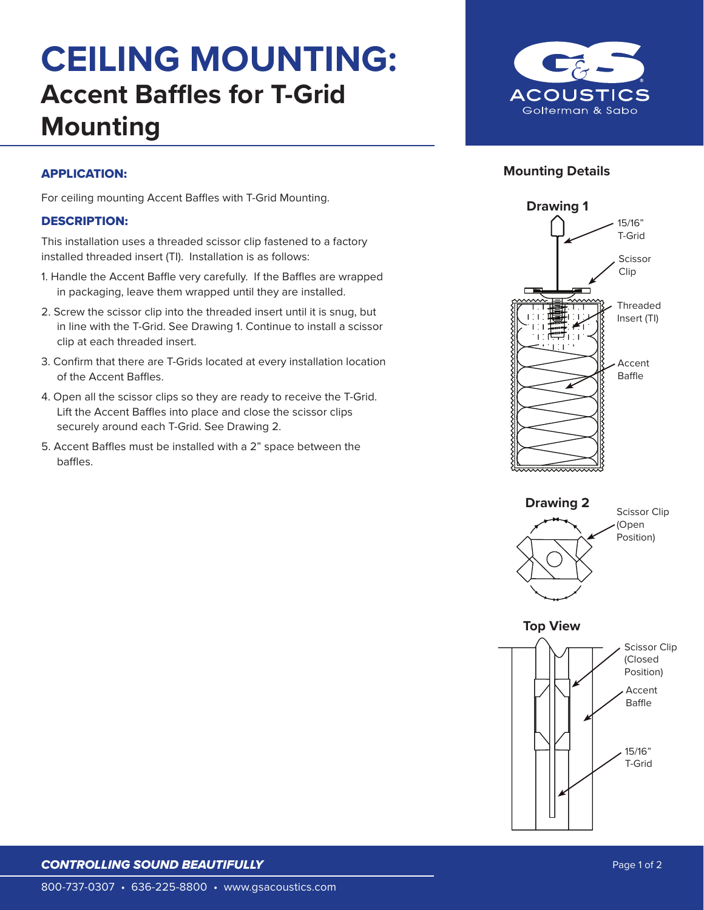# CEILING MOUNTING:

## Accent Baffles for T-Grid Mounting

### APPLICATION:

For ceiling mounting Accent Baffles with T-Grid Mounting.

### DESCRIPTION:

This installation uses a threaded scissor clip fastened to a factory installed threaded insert (TI). Installation is as follows:

1. Handle the Accent Baffle very carefully. If the Baffles are wrapped in packaging, leave them wrapped until they are installed.
2. Screw the scissor clip into the threaded insert until it is snug, but in line with the T-Grid. See Drawing 1. Continue to install a scissor clip at each threaded insert.
3. Confirm that there are T-Grids located at every installation location of the Accent Baffles.
4. Open all the scissor clips so they are ready to receive the T-Grid. Lift the Accent Baffles into place and close the scissor clips securely around each T-Grid. See Drawing 2.
5. Accent Baffles must be installed with a 2" space between the baffles.

### Mounting Details

**Drawing 1**

15/16" T-Grid

Scissor Clip

Threaded Insert (TI)

Accent Baffle

**Drawing 2**

Scissor Clip (Open Position)

**Top View**

Scissor Clip (Closed Position)

Accent Baffle

15/16" T-Grid

*CONTROLLING SOUND BEAUTIFULLY*

800-737-0307 • 636-225-8800 • www.gsacoustics.com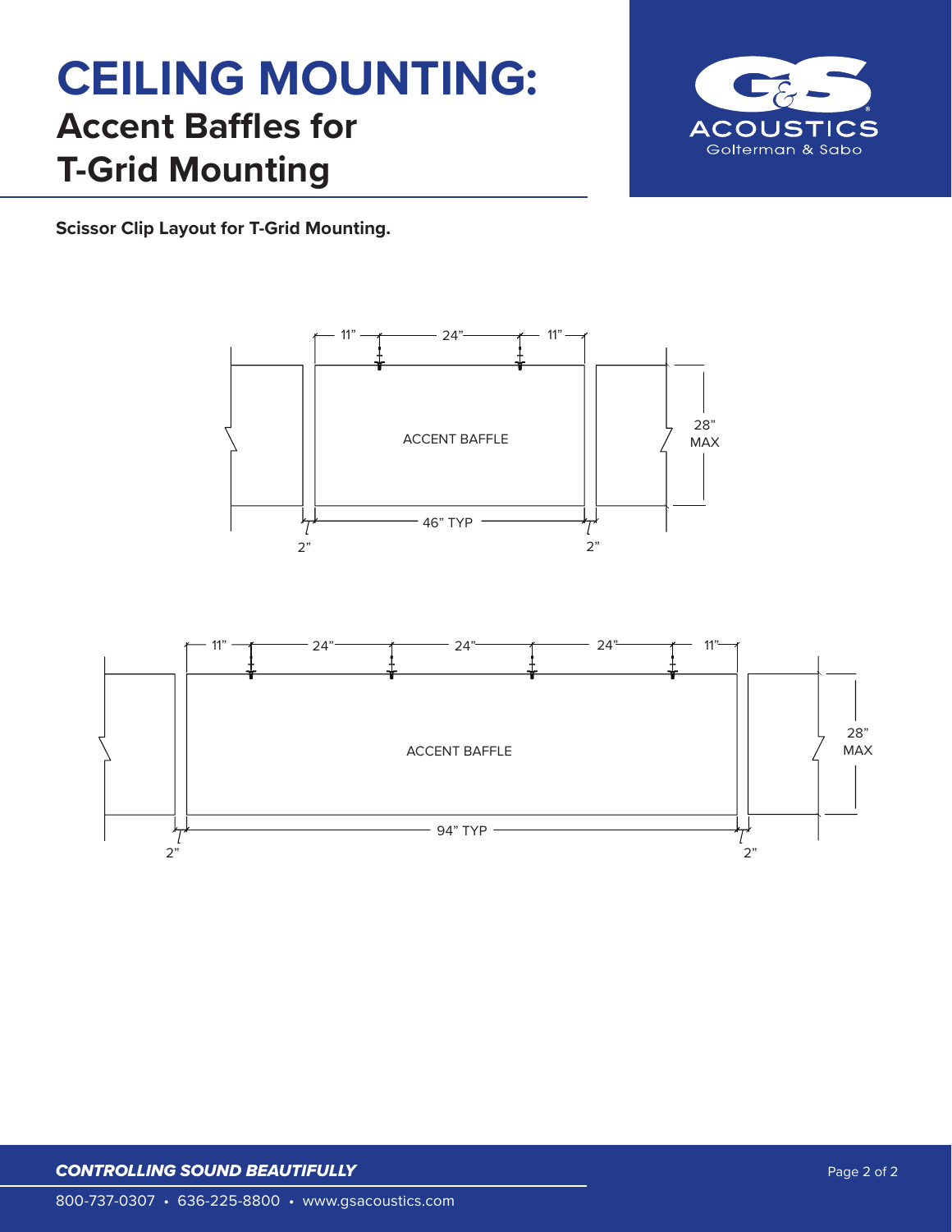# CEILING MOUNTING:

## Accent Baffles for T-Grid Mounting

**Scissor Clip Layout for T-Grid Mounting.**

11” 24” 11”

ACCENT BAFFLE

28” MAX

46” TYP

2” 2”

11” 24” 24” 24” 11”

ACCENT BAFFLE

28” MAX

94” TYP

2” 2”

***CONTROLLING SOUND BEAUTIFULLY***

800-737-0307 • 636-225-8800 • www.gsacoustics.com